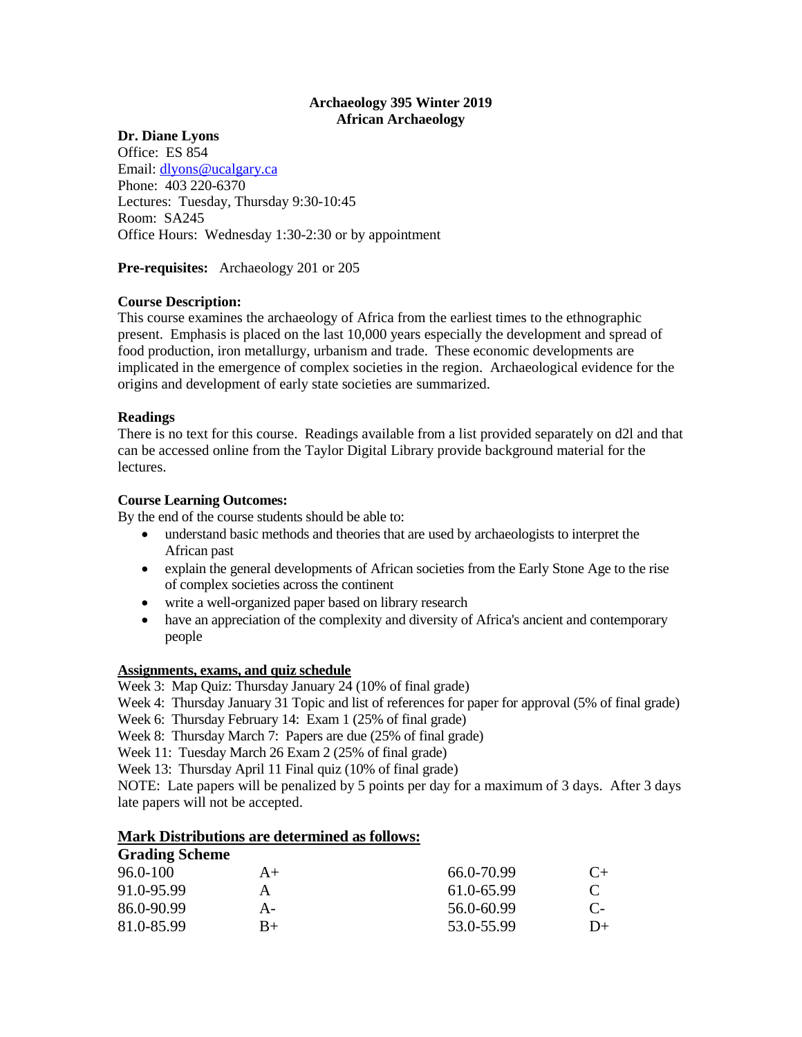**Archaeology 395 Winter 2019**
**African Archaeology**

**Dr. Diane Lyons**
Office: ES 854
Email: dlyons@ucalgary.ca
Phone: 403 220-6370
Lectures: Tuesday, Thursday 9:30-10:45
Room: SA245
Office Hours: Wednesday 1:30-2:30 or by appointment

**Pre-requisites:** Archaeology 201 or 205

**Course Description:**
This course examines the archaeology of Africa from the earliest times to the ethnographic present. Emphasis is placed on the last 10,000 years especially the development and spread of food production, iron metallurgy, urbanism and trade. These economic developments are implicated in the emergence of complex societies in the region. Archaeological evidence for the origins and development of early state societies are summarized.

**Readings**
There is no text for this course. Readings available from a list provided separately on d2l and that can be accessed online from the Taylor Digital Library provide background material for the lectures.

**Course Learning Outcomes:**
By the end of the course students should be able to:

- understand basic methods and theories that are used by archaeologists to interpret the African past
- explain the general developments of African societies from the Early Stone Age to the rise of complex societies across the continent
- write a well-organized paper based on library research
- have an appreciation of the complexity and diversity of Africa's ancient and contemporary people

**Assignments, exams, and quiz schedule**
Week 3: Map Quiz: Thursday January 24 (10% of final grade)
Week 4: Thursday January 31 Topic and list of references for paper for approval (5% of final grade)
Week 6: Thursday February 14: Exam 1 (25% of final grade)
Week 8: Thursday March 7: Papers are due (25% of final grade)
Week 11: Tuesday March 26 Exam 2 (25% of final grade)
Week 13: Thursday April 11 Final quiz (10% of final grade)
NOTE: Late papers will be penalized by 5 points per day for a maximum of 3 days. After 3 days late papers will not be accepted.

## Mark Distributions are determined as follows:

**Grading Scheme**

| | | | |
|---|---|---|---|
| 96.0-100 | A+ | 66.0-70.99 | C+ |
| 91.0-95.99 | A | 61.0-65.99 | C |
| 86.0-90.99 | A- | 56.0-60.99 | C- |
| 81.0-85.99 | B+ | 53.0-55.99 | D+ |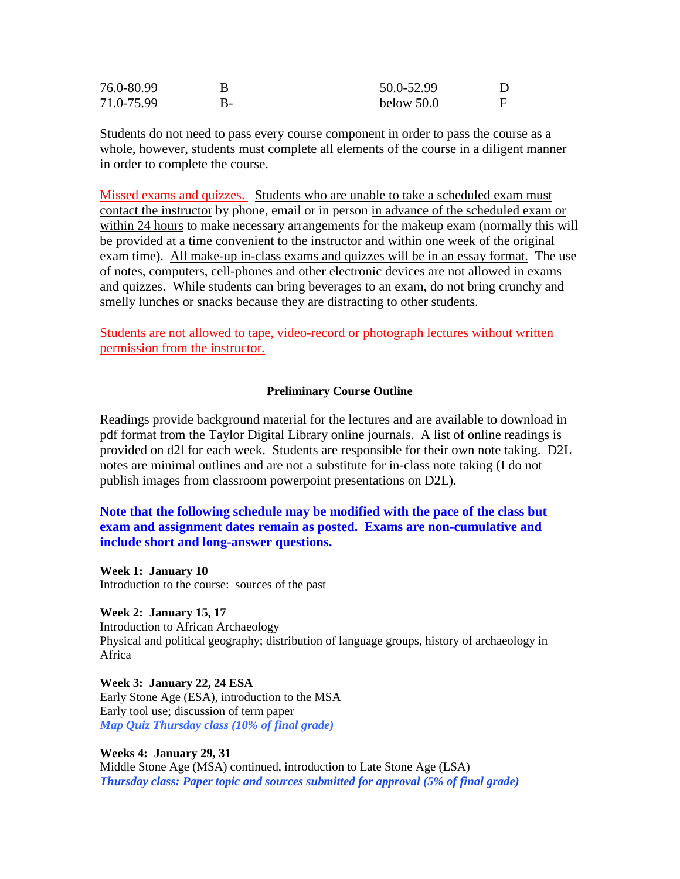| | | | |
|---|---|---|---|
| 76.0-80.99 | B | 50.0-52.99 | D |
| 71.0-75.99 | B- | below 50.0 | F |

Students do not need to pass every course component in order to pass the course as a whole, however, students must complete all elements of the course in a diligent manner in order to complete the course.

Missed exams and quizzes. Students who are unable to take a scheduled exam must contact the instructor by phone, email or in person in advance of the scheduled exam or within 24 hours to make necessary arrangements for the makeup exam (normally this will be provided at a time convenient to the instructor and within one week of the original exam time). All make-up in-class exams and quizzes will be in an essay format. The use of notes, computers, cell-phones and other electronic devices are not allowed in exams and quizzes. While students can bring beverages to an exam, do not bring crunchy and smelly lunches or snacks because they are distracting to other students.

Students are not allowed to tape, video-record or photograph lectures without written permission from the instructor.

## Preliminary Course Outline

Readings provide background material for the lectures and are available to download in pdf format from the Taylor Digital Library online journals. A list of online readings is provided on d2l for each week. Students are responsible for their own note taking. D2L notes are minimal outlines and are not a substitute for in-class note taking (I do not publish images from classroom powerpoint presentations on D2L).

**Note that the following schedule may be modified with the pace of the class but exam and assignment dates remain as posted. Exams are non-cumulative and include short and long-answer questions.**

**Week 1: January 10**
Introduction to the course: sources of the past

**Week 2: January 15, 17**
Introduction to African Archaeology
Physical and political geography; distribution of language groups, history of archaeology in Africa

**Week 3: January 22, 24 ESA**
Early Stone Age (ESA), introduction to the MSA
Early tool use; discussion of term paper
***Map Quiz Thursday class (10% of final grade)***

**Weeks 4: January 29, 31**
Middle Stone Age (MSA) continued, introduction to Late Stone Age (LSA)
***Thursday class: Paper topic and sources submitted for approval (5% of final grade)***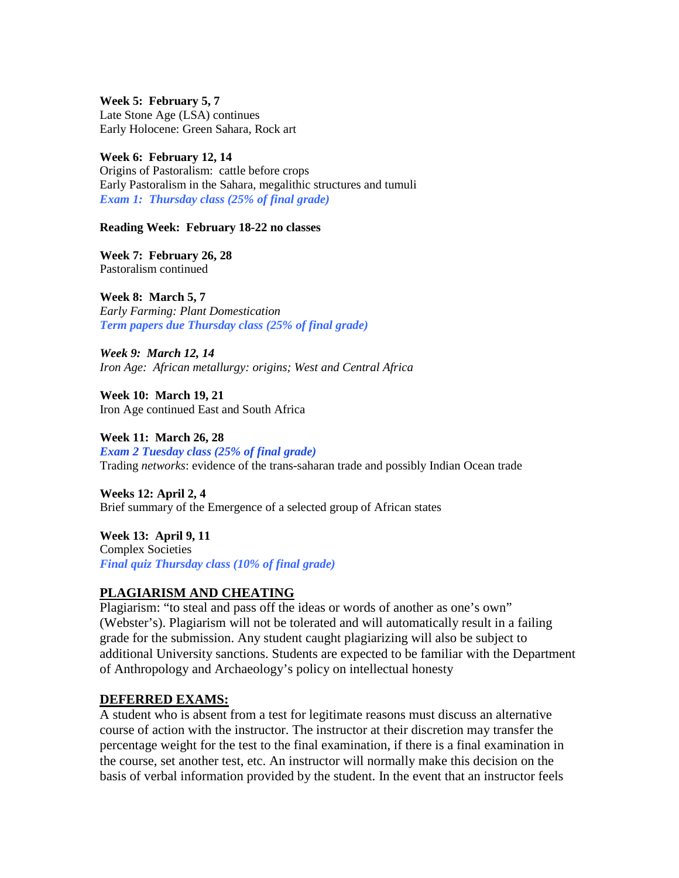**Week 5: February 5, 7**
Late Stone Age (LSA) continues
Early Holocene: Green Sahara, Rock art

**Week 6: February 12, 14**
Origins of Pastoralism: cattle before crops
Early Pastoralism in the Sahara, megalithic structures and tumuli
***Exam 1: Thursday class (25% of final grade)***

**Reading Week: February 18-22 no classes**

**Week 7: February 26, 28**
Pastoralism continued

**Week 8: March 5, 7**
*Early Farming: Plant Domestication*
***Term papers due Thursday class (25% of final grade)***

***Week 9: March 12, 14***
*Iron Age: African metallurgy: origins; West and Central Africa*

**Week 10: March 19, 21**
Iron Age continued East and South Africa

**Week 11: March 26, 28**
***Exam 2 Tuesday class (25% of final grade)***
Trading *networks*: evidence of the trans-saharan trade and possibly Indian Ocean trade

**Weeks 12: April 2, 4**
Brief summary of the Emergence of a selected group of African states

**Week 13: April 9, 11**
Complex Societies
***Final quiz Thursday class (10% of final grade)***

## PLAGIARISM AND CHEATING

Plagiarism: "to steal and pass off the ideas or words of another as one's own" (Webster's). Plagiarism will not be tolerated and will automatically result in a failing grade for the submission. Any student caught plagiarizing will also be subject to additional University sanctions. Students are expected to be familiar with the Department of Anthropology and Archaeology's policy on intellectual honesty

## DEFERRED EXAMS:

A student who is absent from a test for legitimate reasons must discuss an alternative course of action with the instructor. The instructor at their discretion may transfer the percentage weight for the test to the final examination, if there is a final examination in the course, set another test, etc. An instructor will normally make this decision on the basis of verbal information provided by the student. In the event that an instructor feels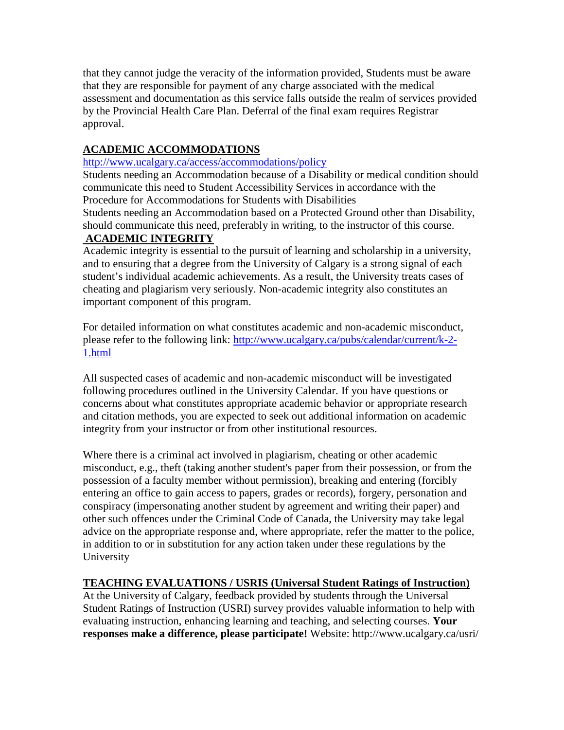that they cannot judge the veracity of the information provided, Students must be aware that they are responsible for payment of any charge associated with the medical assessment and documentation as this service falls outside the realm of services provided by the Provincial Health Care Plan. Deferral of the final exam requires Registrar approval.

## ACADEMIC ACCOMMODATIONS

http://www.ucalgary.ca/access/accommodations/policy

Students needing an Accommodation because of a Disability or medical condition should communicate this need to Student Accessibility Services in accordance with the Procedure for Accommodations for Students with Disabilities

Students needing an Accommodation based on a Protected Ground other than Disability, should communicate this need, preferably in writing, to the instructor of this course.

## ACADEMIC INTEGRITY

Academic integrity is essential to the pursuit of learning and scholarship in a university, and to ensuring that a degree from the University of Calgary is a strong signal of each student's individual academic achievements. As a result, the University treats cases of cheating and plagiarism very seriously. Non-academic integrity also constitutes an important component of this program.

For detailed information on what constitutes academic and non-academic misconduct, please refer to the following link: http://www.ucalgary.ca/pubs/calendar/current/k-2-1.html

All suspected cases of academic and non-academic misconduct will be investigated following procedures outlined in the University Calendar. If you have questions or concerns about what constitutes appropriate academic behavior or appropriate research and citation methods, you are expected to seek out additional information on academic integrity from your instructor or from other institutional resources.

Where there is a criminal act involved in plagiarism, cheating or other academic misconduct, e.g., theft (taking another student's paper from their possession, or from the possession of a faculty member without permission), breaking and entering (forcibly entering an office to gain access to papers, grades or records), forgery, personation and conspiracy (impersonating another student by agreement and writing their paper) and other such offences under the Criminal Code of Canada, the University may take legal advice on the appropriate response and, where appropriate, refer the matter to the police, in addition to or in substitution for any action taken under these regulations by the University

## TEACHING EVALUATIONS / USRIS (Universal Student Ratings of Instruction)

At the University of Calgary, feedback provided by students through the Universal Student Ratings of Instruction (USRI) survey provides valuable information to help with evaluating instruction, enhancing learning and teaching, and selecting courses. **Your responses make a difference, please participate!** Website: http://www.ucalgary.ca/usri/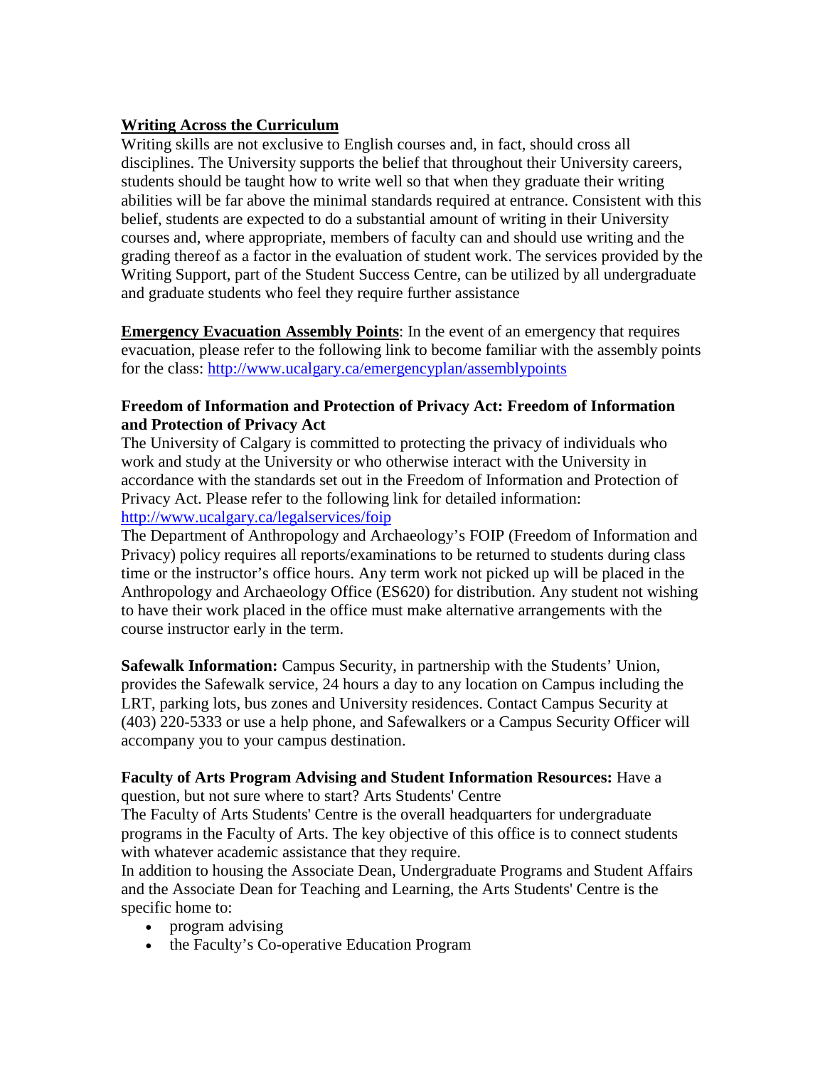**Writing Across the Curriculum**

Writing skills are not exclusive to English courses and, in fact, should cross all disciplines. The University supports the belief that throughout their University careers, students should be taught how to write well so that when they graduate their writing abilities will be far above the minimal standards required at entrance. Consistent with this belief, students are expected to do a substantial amount of writing in their University courses and, where appropriate, members of faculty can and should use writing and the grading thereof as a factor in the evaluation of student work. The services provided by the Writing Support, part of the Student Success Centre, can be utilized by all undergraduate and graduate students who feel they require further assistance

**Emergency Evacuation Assembly Points**: In the event of an emergency that requires evacuation, please refer to the following link to become familiar with the assembly points for the class: http://www.ucalgary.ca/emergencyplan/assemblypoints

**Freedom of Information and Protection of Privacy Act: Freedom of Information and Protection of Privacy Act**

The University of Calgary is committed to protecting the privacy of individuals who work and study at the University or who otherwise interact with the University in accordance with the standards set out in the Freedom of Information and Protection of Privacy Act. Please refer to the following link for detailed information: http://www.ucalgary.ca/legalservices/foip

The Department of Anthropology and Archaeology's FOIP (Freedom of Information and Privacy) policy requires all reports/examinations to be returned to students during class time or the instructor's office hours. Any term work not picked up will be placed in the Anthropology and Archaeology Office (ES620) for distribution. Any student not wishing to have their work placed in the office must make alternative arrangements with the course instructor early in the term.

**Safewalk Information:** Campus Security, in partnership with the Students' Union, provides the Safewalk service, 24 hours a day to any location on Campus including the LRT, parking lots, bus zones and University residences. Contact Campus Security at (403) 220-5333 or use a help phone, and Safewalkers or a Campus Security Officer will accompany you to your campus destination.

**Faculty of Arts Program Advising and Student Information Resources:** Have a question, but not sure where to start? Arts Students' Centre

The Faculty of Arts Students' Centre is the overall headquarters for undergraduate programs in the Faculty of Arts. The key objective of this office is to connect students with whatever academic assistance that they require.

In addition to housing the Associate Dean, Undergraduate Programs and Student Affairs and the Associate Dean for Teaching and Learning, the Arts Students' Centre is the specific home to:

- program advising
- the Faculty's Co-operative Education Program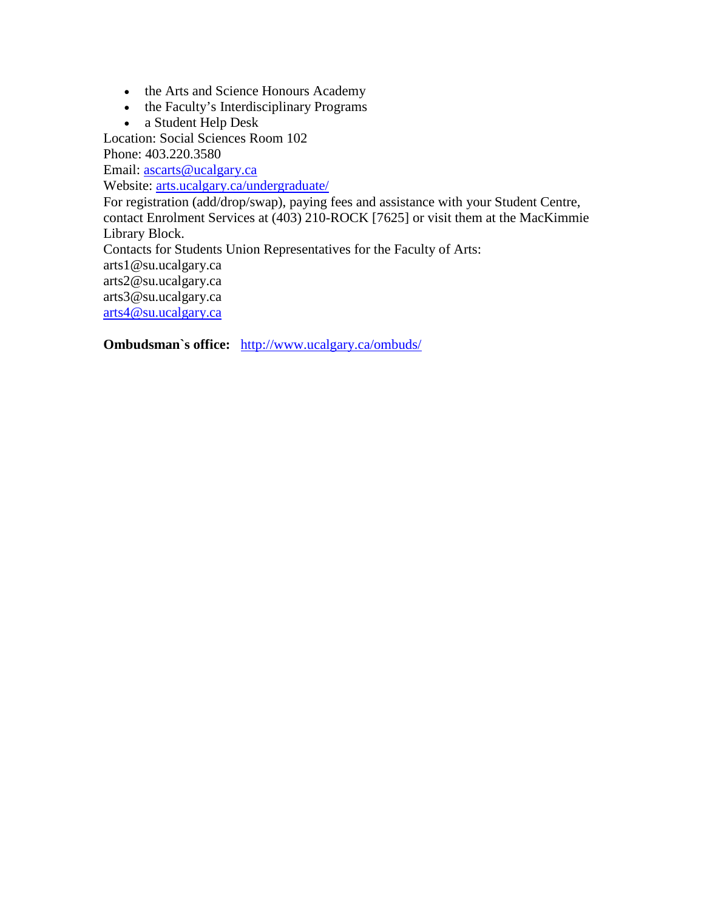- the Arts and Science Honours Academy
- the Faculty's Interdisciplinary Programs
- a Student Help Desk

Location: Social Sciences Room 102
Phone: 403.220.3580
Email: ascarts@ucalgary.ca
Website: arts.ucalgary.ca/undergraduate/
For registration (add/drop/swap), paying fees and assistance with your Student Centre, contact Enrolment Services at (403) 210-ROCK [7625] or visit them at the MacKimmie Library Block.
Contacts for Students Union Representatives for the Faculty of Arts:
arts1@su.ucalgary.ca
arts2@su.ucalgary.ca
arts3@su.ucalgary.ca
arts4@su.ucalgary.ca

**Ombudsman`s office:** http://www.ucalgary.ca/ombuds/